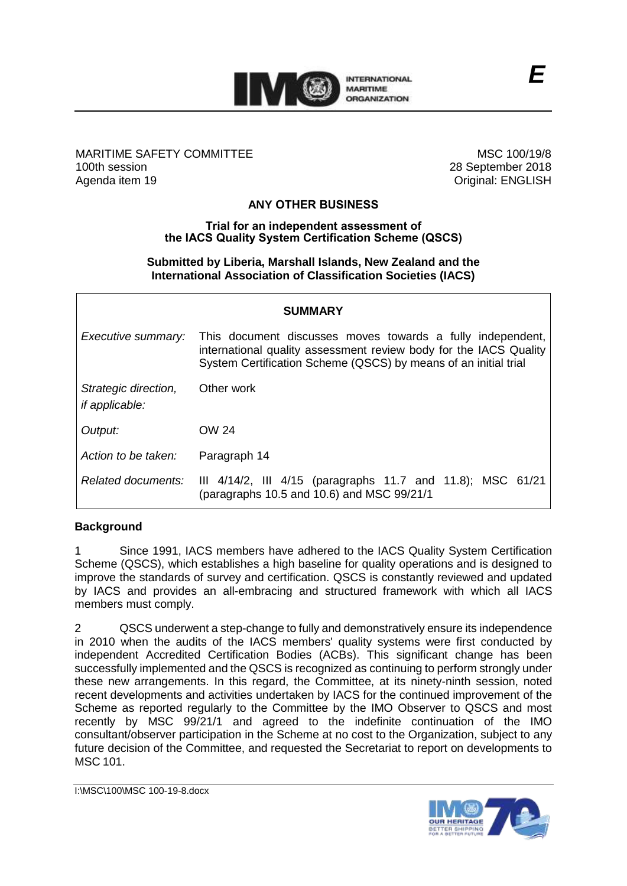MARITIME SAFETY COMMITTEE
100th session
Agenda item 19

MSC 100/19/8
28 September 2018
Original: ENGLISH

# ANY OTHER BUSINESS

## Trial for an independent assessment of the IACS Quality System Certification Scheme (QCSC)

**Submitted by Liberia, Marshall Islands, New Zealand and the International Association of Classification Societies (IACS)**

| SUMMARY | |
|---|---|
| *Executive summary:* | This document discusses moves towards a fully independent, international quality assessment review body for the IACS Quality System Certification Scheme (QSCS) by means of an initial trial |
| *Strategic direction, if applicable:* | Other work |
| *Output:* | OW 24 |
| *Action to be taken:* | Paragraph 14 |
| *Related documents:* | III 4/14/2, III 4/15 (paragraphs 11.7 and 11.8); MSC 61/21 (paragraphs 10.5 and 10.6) and MSC 99/21/1 |

**Background**

1 Since 1991, IACS members have adhered to the IACS Quality System Certification Scheme (QSCS), which establishes a high baseline for quality operations and is designed to improve the standards of survey and certification. QSCS is constantly reviewed and updated by IACS and provides an all-embracing and structured framework with which all IACS members must comply.

2 QSCS underwent a step-change to fully and demonstratively ensure its independence in 2010 when the audits of the IACS members' quality systems were first conducted by independent Accredited Certification Bodies (ACBs). This significant change has been successfully implemented and the QSCS is recognized as continuing to perform strongly under these new arrangements. In this regard, the Committee, at its ninety-ninth session, noted recent developments and activities undertaken by IACS for the continued improvement of the Scheme as reported regularly to the Committee by the IMO Observer to QSCS and most recently by MSC 99/21/1 and agreed to the indefinite continuation of the IMO consultant/observer participation in the Scheme at no cost to the Organization, subject to any future decision of the Committee, and requested the Secretariat to report on developments to MSC 101.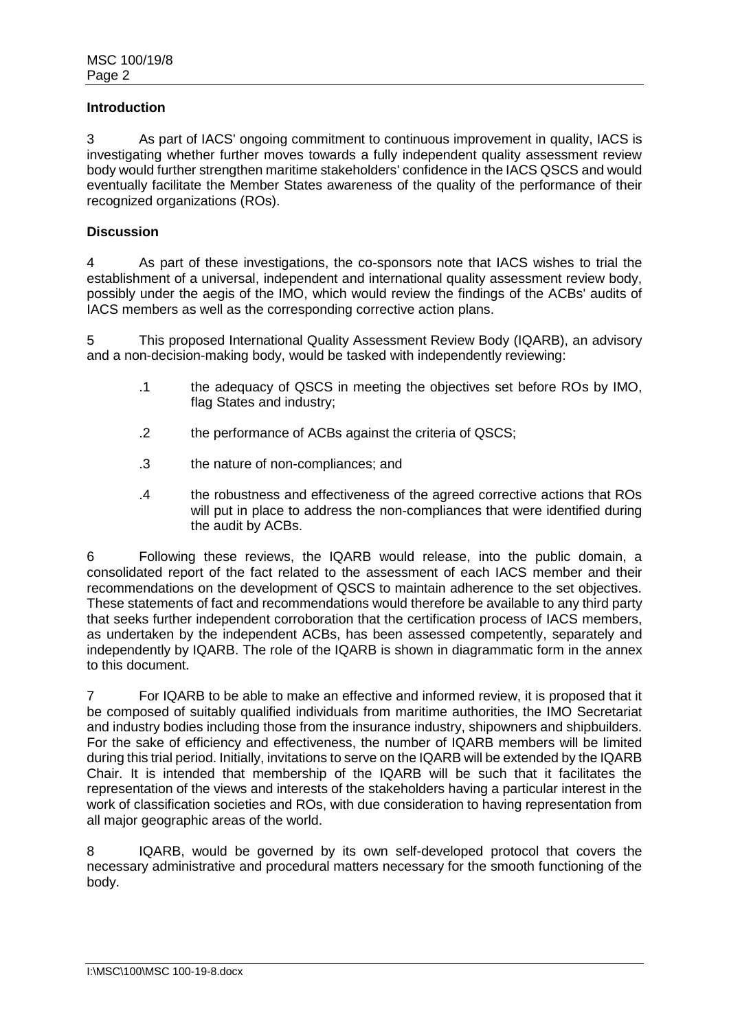**Introduction**

3 As part of IACS' ongoing commitment to continuous improvement in quality, IACS is investigating whether further moves towards a fully independent quality assessment review body would further strengthen maritime stakeholders' confidence in the IACS QSCS and would eventually facilitate the Member States awareness of the quality of the performance of their recognized organizations (ROs).

**Discussion**

4 As part of these investigations, the co-sponsors note that IACS wishes to trial the establishment of a universal, independent and international quality assessment review body, possibly under the aegis of the IMO, which would review the findings of the ACBs' audits of IACS members as well as the corresponding corrective action plans.

5 This proposed International Quality Assessment Review Body (IQARB), an advisory and a non-decision-making body, would be tasked with independently reviewing:

.1 the adequacy of QSCS in meeting the objectives set before ROs by IMO, flag States and industry;

.2 the performance of ACBs against the criteria of QSCS;

.3 the nature of non-compliances; and

.4 the robustness and effectiveness of the agreed corrective actions that ROs will put in place to address the non-compliances that were identified during the audit by ACBs.

6 Following these reviews, the IQARB would release, into the public domain, a consolidated report of the fact related to the assessment of each IACS member and their recommendations on the development of QSCS to maintain adherence to the set objectives. These statements of fact and recommendations would therefore be available to any third party that seeks further independent corroboration that the certification process of IACS members, as undertaken by the independent ACBs, has been assessed competently, separately and independently by IQARB. The role of the IQARB is shown in diagrammatic form in the annex to this document.

7 For IQARB to be able to make an effective and informed review, it is proposed that it be composed of suitably qualified individuals from maritime authorities, the IMO Secretariat and industry bodies including those from the insurance industry, shipowners and shipbuilders. For the sake of efficiency and effectiveness, the number of IQARB members will be limited during this trial period. Initially, invitations to serve on the IQARB will be extended by the IQARB Chair. It is intended that membership of the IQARB will be such that it facilitates the representation of the views and interests of the stakeholders having a particular interest in the work of classification societies and ROs, with due consideration to having representation from all major geographic areas of the world.

8 IQARB, would be governed by its own self-developed protocol that covers the necessary administrative and procedural matters necessary for the smooth functioning of the body.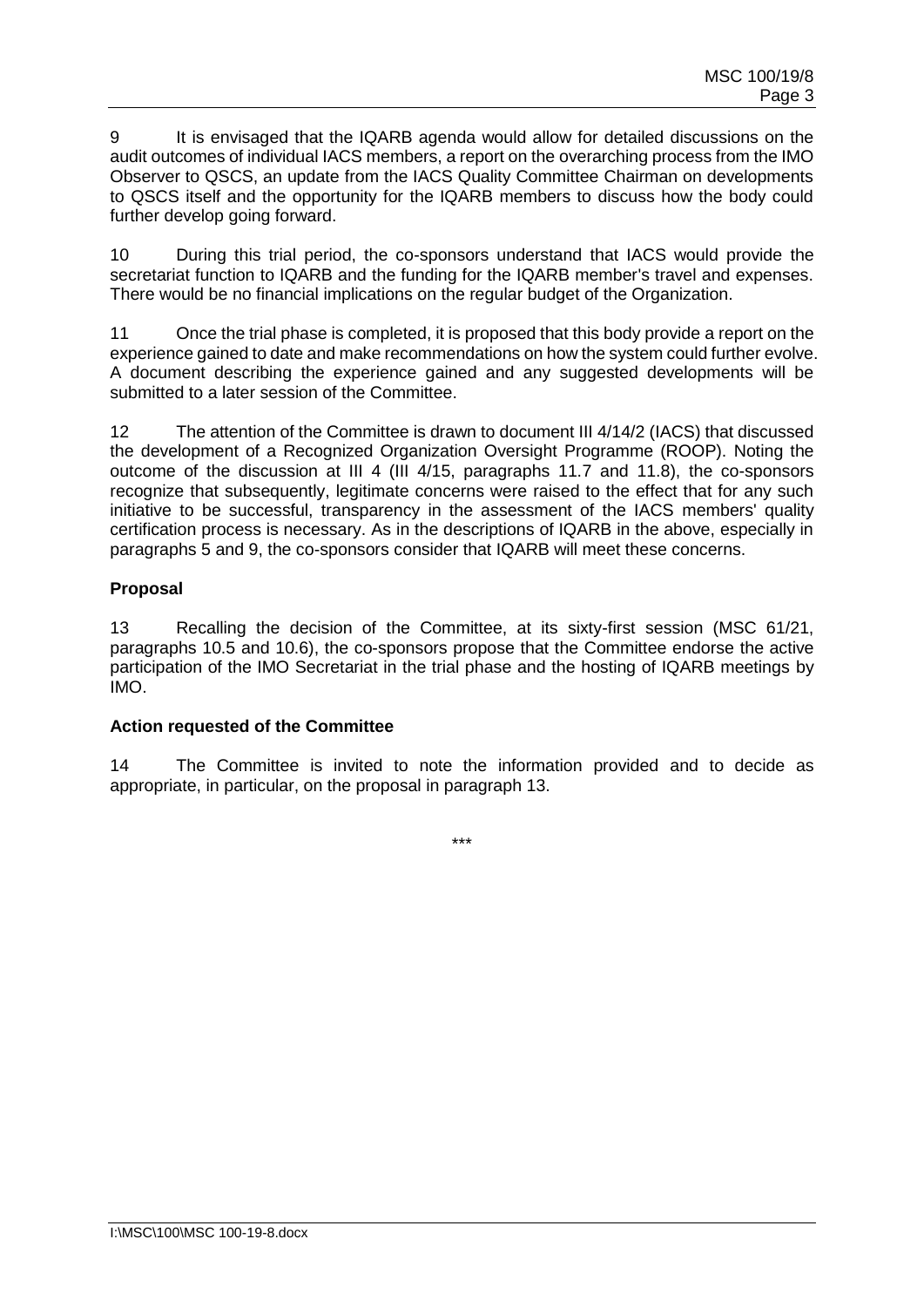9 It is envisaged that the IQARB agenda would allow for detailed discussions on the audit outcomes of individual IACS members, a report on the overarching process from the IMO Observer to QSCS, an update from the IACS Quality Committee Chairman on developments to QSCS itself and the opportunity for the IQARB members to discuss how the body could further develop going forward.

10 During this trial period, the co-sponsors understand that IACS would provide the secretariat function to IQARB and the funding for the IQARB member's travel and expenses. There would be no financial implications on the regular budget of the Organization.

11 Once the trial phase is completed, it is proposed that this body provide a report on the experience gained to date and make recommendations on how the system could further evolve. A document describing the experience gained and any suggested developments will be submitted to a later session of the Committee.

12 The attention of the Committee is drawn to document III 4/14/2 (IACS) that discussed the development of a Recognized Organization Oversight Programme (ROOP). Noting the outcome of the discussion at III 4 (III 4/15, paragraphs 11.7 and 11.8), the co-sponsors recognize that subsequently, legitimate concerns were raised to the effect that for any such initiative to be successful, transparency in the assessment of the IACS members' quality certification process is necessary. As in the descriptions of IQARB in the above, especially in paragraphs 5 and 9, the co-sponsors consider that IQARB will meet these concerns.

**Proposal**

13 Recalling the decision of the Committee, at its sixty-first session (MSC 61/21, paragraphs 10.5 and 10.6), the co-sponsors propose that the Committee endorse the active participation of the IMO Secretariat in the trial phase and the hosting of IQARB meetings by IMO.

**Action requested of the Committee**

14 The Committee is invited to note the information provided and to decide as appropriate, in particular, on the proposal in paragraph 13.

***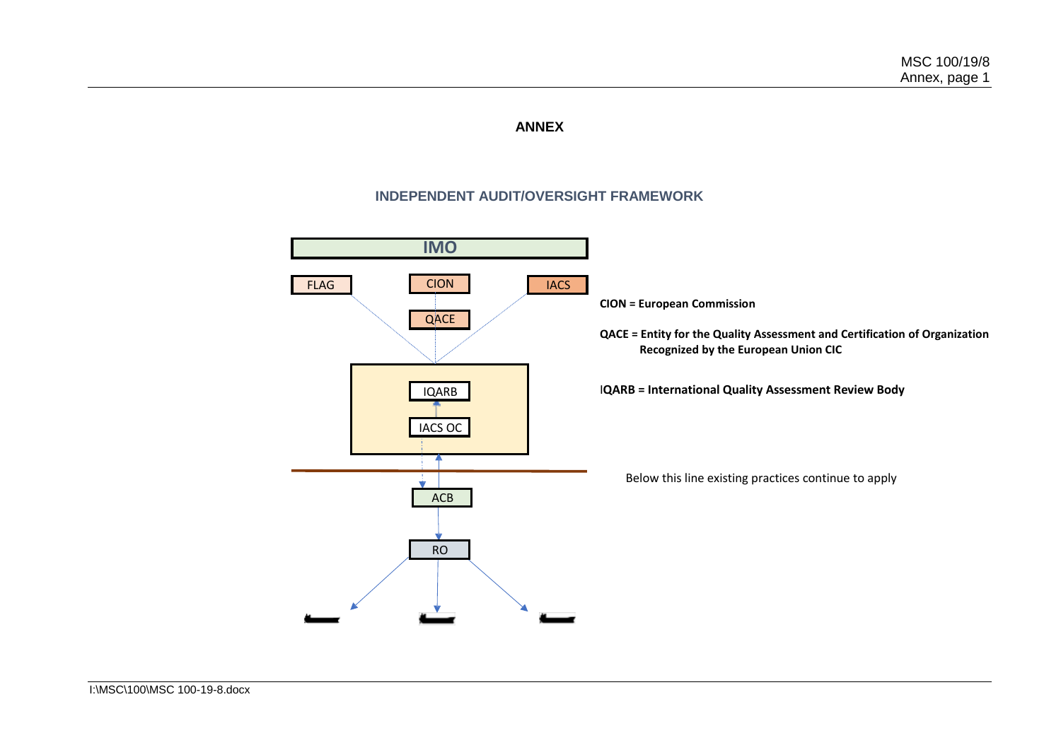**ANNEX**

## INDEPENDENT AUDIT/OVERSIGHT FRAMEWORK

IMO

FLAG

CION

IACS

QACE

IQARB

IACS OC

ACB

RO

**CION = European Commission**

**QACE = Entity for the Quality Assessment and Certification of Organization Recognized by the European Union CIC**

**IQARB = International Quality Assessment Review Body**

Below this line existing practices continue to apply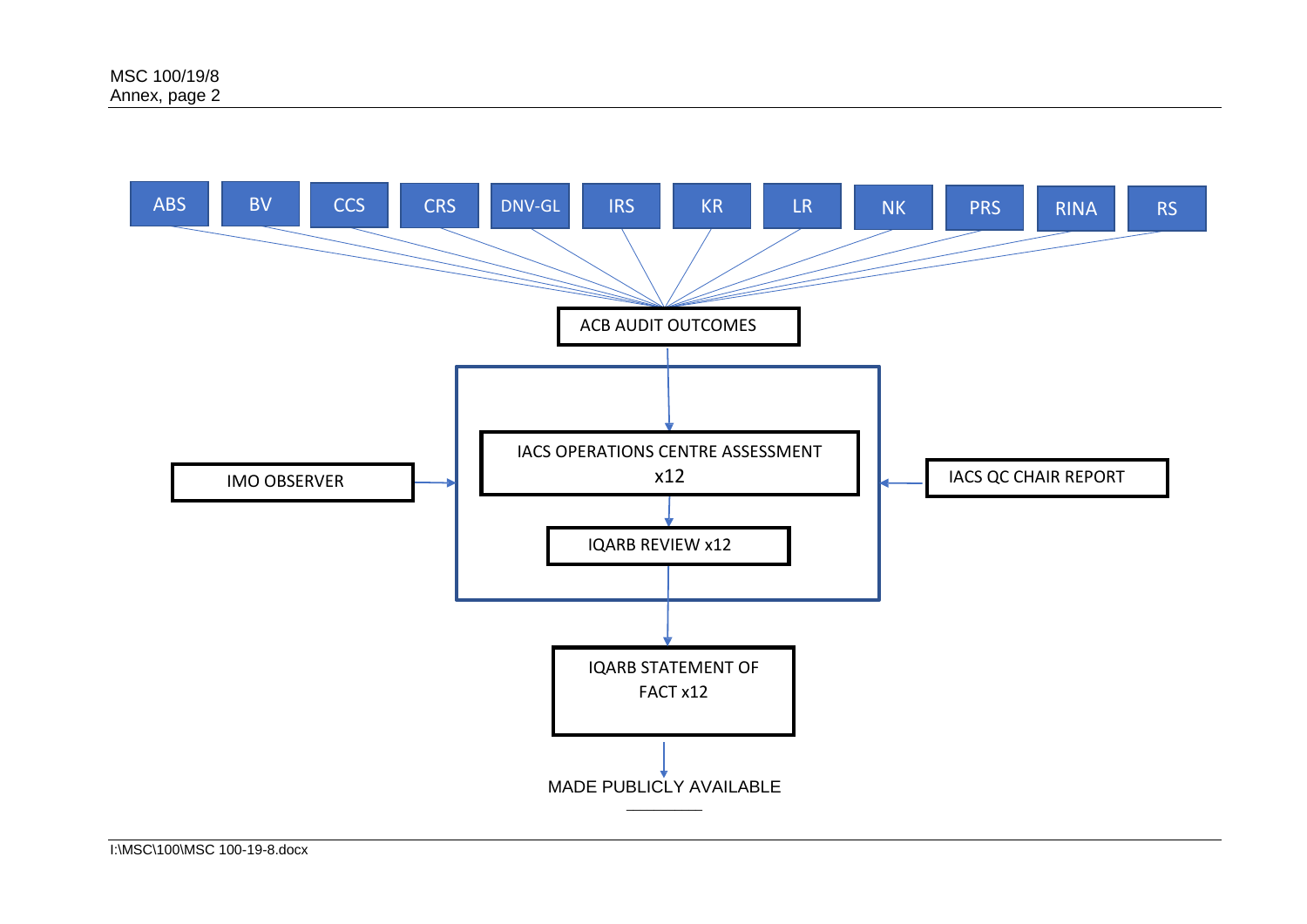ABS
BV
CCS
CRS
DNV-GL
IRS
KR
LR
NK
PRS
RINA
RS

ACB AUDIT OUTCOMES

IMO OBSERVER

IACS OPERATIONS CENTRE ASSESSMENT x12

IACS QC CHAIR REPORT

IQARB REVIEW x12

IQARB STATEMENT OF FACT x12

MADE PUBLICLY AVAILABLE

___________